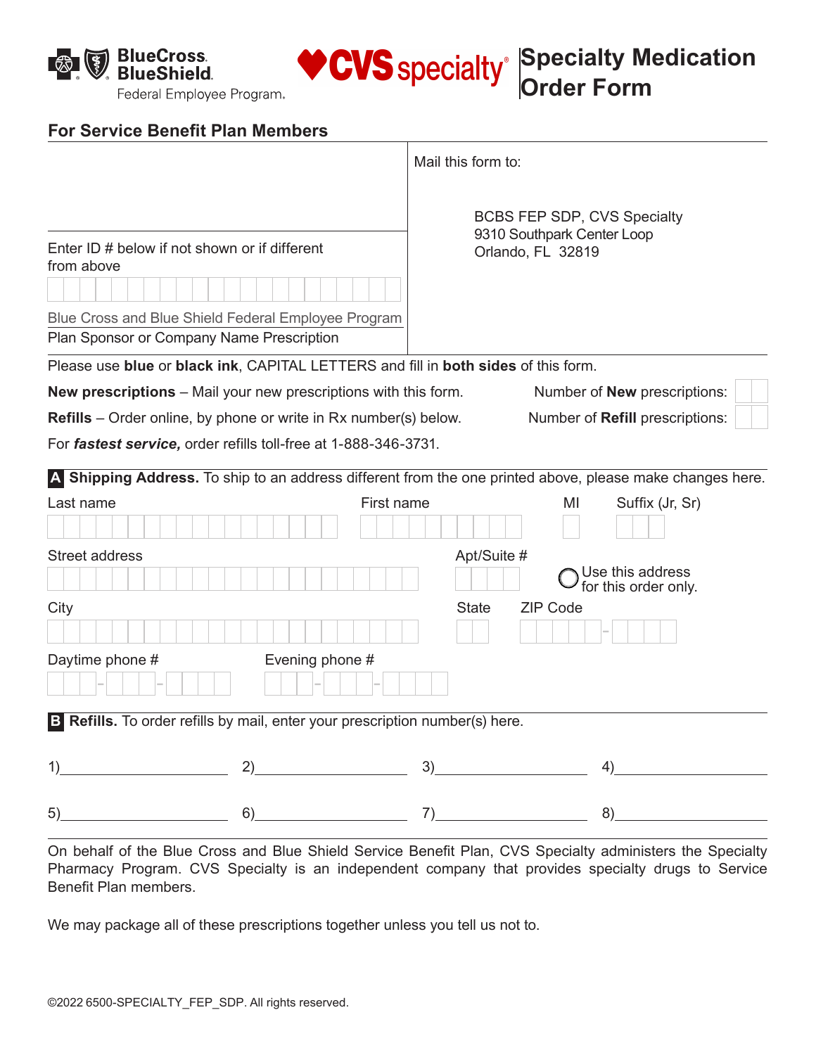BlueCross BlueShield Federal Employee Program.

CVS specialty

# Specialty Medication Order Form

## For Service Benefit Plan Members

Mail this form to:

BCBS FEP SDP, CVS Specialty
9310 Southpark Center Loop
Orlando, FL 32819

Enter ID # below if not shown or if different from above

Blue Cross and Blue Shield Federal Employee Program
Plan Sponsor or Company Name Prescription

Please use **blue** or **black ink**, CAPITAL LETTERS and fill in **both sides** of this form.

**New prescriptions** – Mail your new prescriptions with this form. Number of **New** prescriptions:

**Refills** – Order online, by phone or write in Rx number(s) below. Number of **Refill** prescriptions:

For ***fastest service,*** order refills toll-free at 1-888-346-3731.

### A Shipping Address. 
To ship to an address different from the one printed above, please make changes here.

Last name | First name | MI | Suffix (Jr, Sr)

Street address | Apt/Suite #

○ Use this address for this order only.

City | State | ZIP Code

Daytime phone # | Evening phone #

### B Refills. 
To order refills by mail, enter your prescription number(s) here.

1)\_\_\_\_\_\_\_\_ 2)\_\_\_\_\_\_\_\_ 3)\_\_\_\_\_\_\_\_ 4)\_\_\_\_\_\_\_\_

5)\_\_\_\_\_\_\_\_ 6)\_\_\_\_\_\_\_\_ 7)\_\_\_\_\_\_\_\_ 8)\_\_\_\_\_\_\_\_

On behalf of the Blue Cross and Blue Shield Service Benefit Plan, CVS Specialty administers the Specialty Pharmacy Program. CVS Specialty is an independent company that provides specialty drugs to Service Benefit Plan members.

We may package all of these prescriptions together unless you tell us not to.

©2022 6500-SPECIALTY_FEP_SDP. All rights reserved.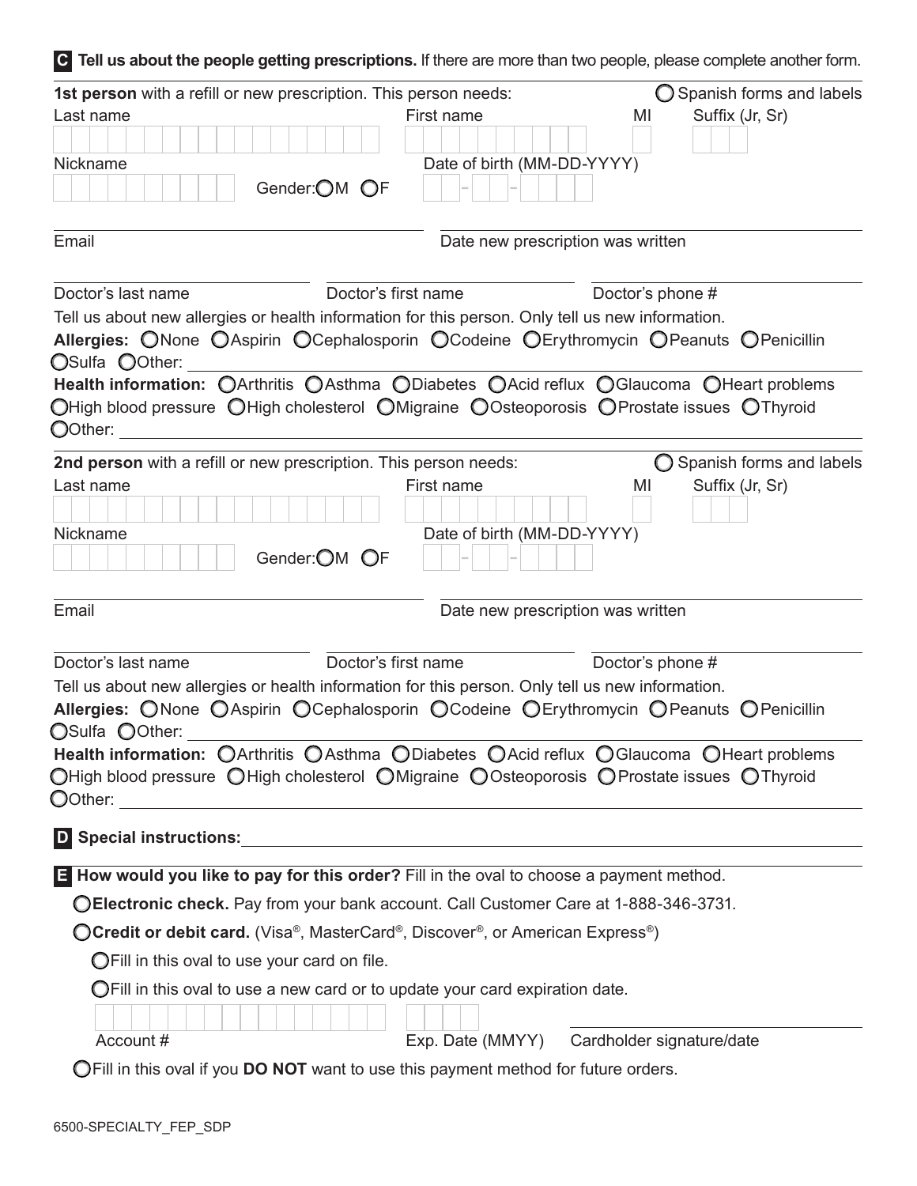**C** **Tell us about the people getting prescriptions.** If there are more than two people, please complete another form.

**1st person** with a refill or new prescription. This person needs: ◯ Spanish forms and labels

Last name | First name | MI | Suffix (Jr, Sr)

Nickname | Gender: ◯M ◯F | Date of birth (MM-DD-YYYY)

Email | Date new prescription was written

Doctor's last name | Doctor's first name | Doctor's phone #

Tell us about new allergies or health information for this person. Only tell us new information.

**Allergies:** ◯None ◯Aspirin ◯Cephalosporin ◯Codeine ◯Erythromycin ◯Peanuts ◯Penicillin ◯Sulfa ◯Other:

**Health information:** ◯Arthritis ◯Asthma ◯Diabetes ◯Acid reflux ◯Glaucoma ◯Heart problems ◯High blood pressure ◯High cholesterol ◯Migraine ◯Osteoporosis ◯Prostate issues ◯Thyroid ◯Other:

**2nd person** with a refill or new prescription. This person needs: ◯ Spanish forms and labels

Last name | First name | MI | Suffix (Jr, Sr)

Nickname | Gender: ◯M ◯F | Date of birth (MM-DD-YYYY)

Email | Date new prescription was written

Doctor's last name | Doctor's first name | Doctor's phone #

Tell us about new allergies or health information for this person. Only tell us new information.

**Allergies:** ◯None ◯Aspirin ◯Cephalosporin ◯Codeine ◯Erythromycin ◯Peanuts ◯Penicillin ◯Sulfa ◯Other:

**Health information:** ◯Arthritis ◯Asthma ◯Diabetes ◯Acid reflux ◯Glaucoma ◯Heart problems ◯High blood pressure ◯High cholesterol ◯Migraine ◯Osteoporosis ◯Prostate issues ◯Thyroid ◯Other:

**D** **Special instructions:**

**E** **How would you like to pay for this order?** Fill in the oval to choose a payment method.

◯**Electronic check.** Pay from your bank account. Call Customer Care at 1-888-346-3731.

◯**Credit or debit card.** (Visa®, MasterCard®, Discover®, or American Express®)

◯Fill in this oval to use your card on file.

◯Fill in this oval to use a new card or to update your card expiration date.

Account # | Exp. Date (MMYY) | Cardholder signature/date

◯Fill in this oval if you **DO NOT** want to use this payment method for future orders.

6500-SPECIALTY_FEP_SDP